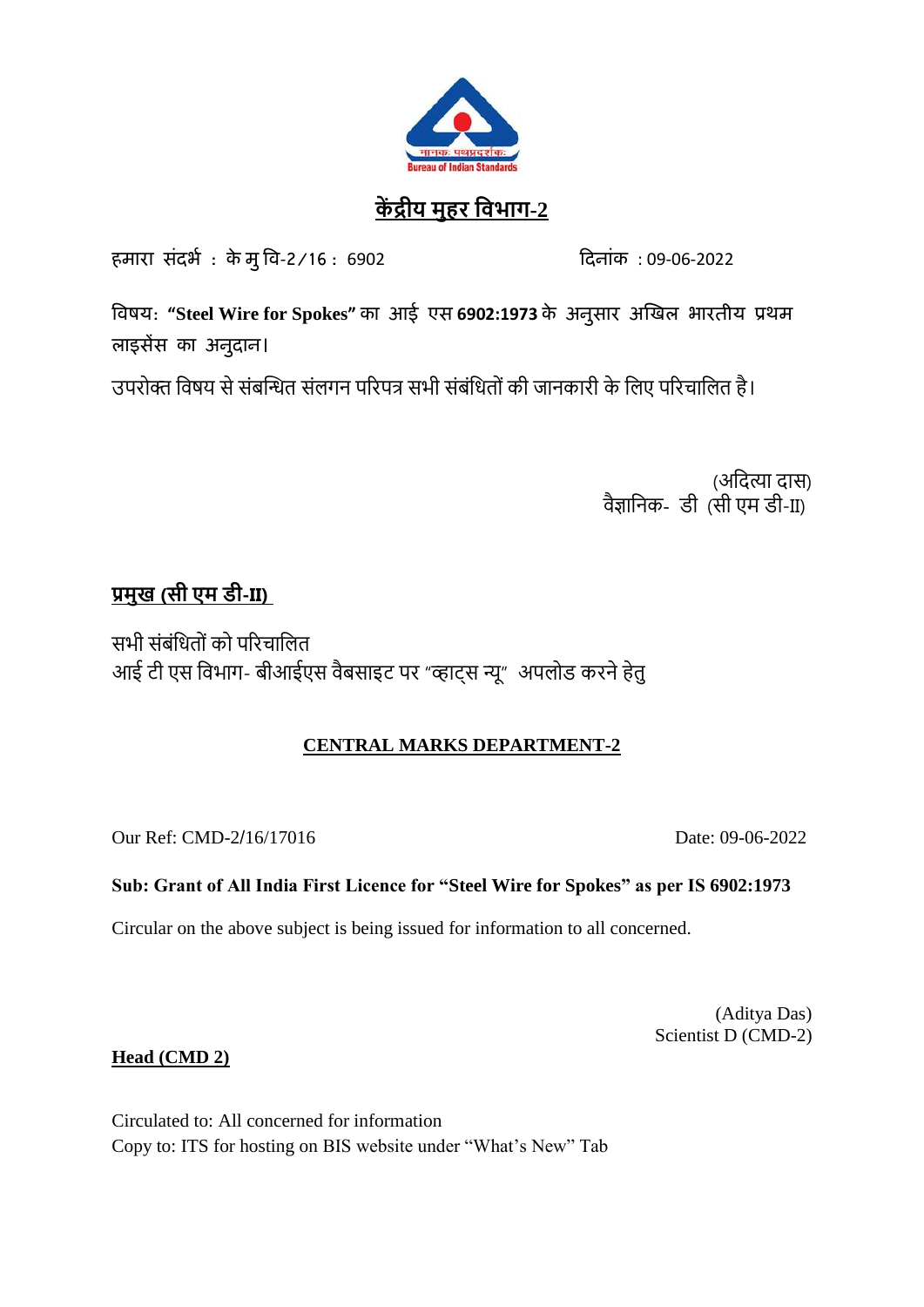# केंद्रीय मुहर विभाग-2

हमारा संदर्भ : के मु वि-2/16 : 6902 दिनांक : 09-06-2022

विषय: **"Steel Wire for Spokes"** का आई एस **6902:1973** के अनुसार अखिल भारतीय प्रथम लाइसेंस का अनुदान।

उपरोक्त विषय से संबन्धित संलगन परिपत्र सभी संबंधितों की जानकारी के लिए परिचालित है।

(अदित्या दास)
वैज्ञानिक- डी (सी एम डी-II)

**प्रमुख (सी एम डी-II)**

सभी संबंधितों को परिचालित
आई टी एस विभाग- बीआईएस वैबसाइट पर "व्हाट्स न्यू" अपलोड करने हेतु

## CENTRAL MARKS DEPARTMENT-2

Our Ref: CMD-2/16/17016 Date: 09-06-2022

**Sub: Grant of All India First Licence for "Steel Wire for Spokes" as per IS 6902:1973**

Circular on the above subject is being issued for information to all concerned.

(Aditya Das)
Scientist D (CMD-2)

**Head (CMD 2)**

Circulated to: All concerned for information
Copy to: ITS for hosting on BIS website under "What's New" Tab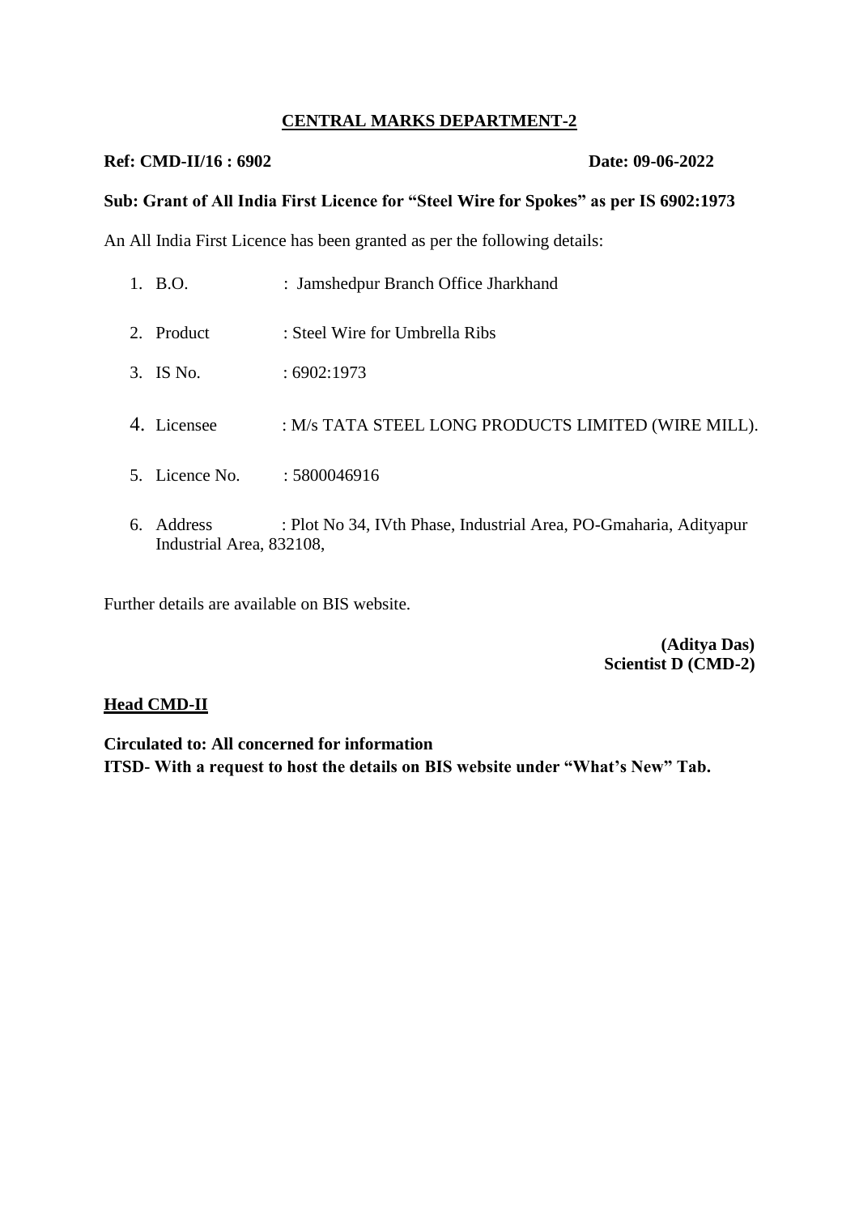**CENTRAL MARKS DEPARTMENT-2**

**Ref: CMD-II/16 : 6902** **Date: 09-06-2022**

**Sub: Grant of All India First Licence for "Steel Wire for Spokes" as per IS 6902:1973**

An All India First Licence has been granted as per the following details:

1. B.O. : Jamshedpur Branch Office Jharkhand
2. Product : Steel Wire for Umbrella Ribs
3. IS No. : 6902:1973
4. Licensee : M/s TATA STEEL LONG PRODUCTS LIMITED (WIRE MILL).
5. Licence No. : 5800046916
6. Address : Plot No 34, IVth Phase, Industrial Area, PO-Gmaharia, Adityapur Industrial Area, 832108,

Further details are available on BIS website.

**(Aditya Das)**
**Scientist D (CMD-2)**

**Head CMD-II**

**Circulated to: All concerned for information**
**ITSD- With a request to host the details on BIS website under "What's New" Tab.**